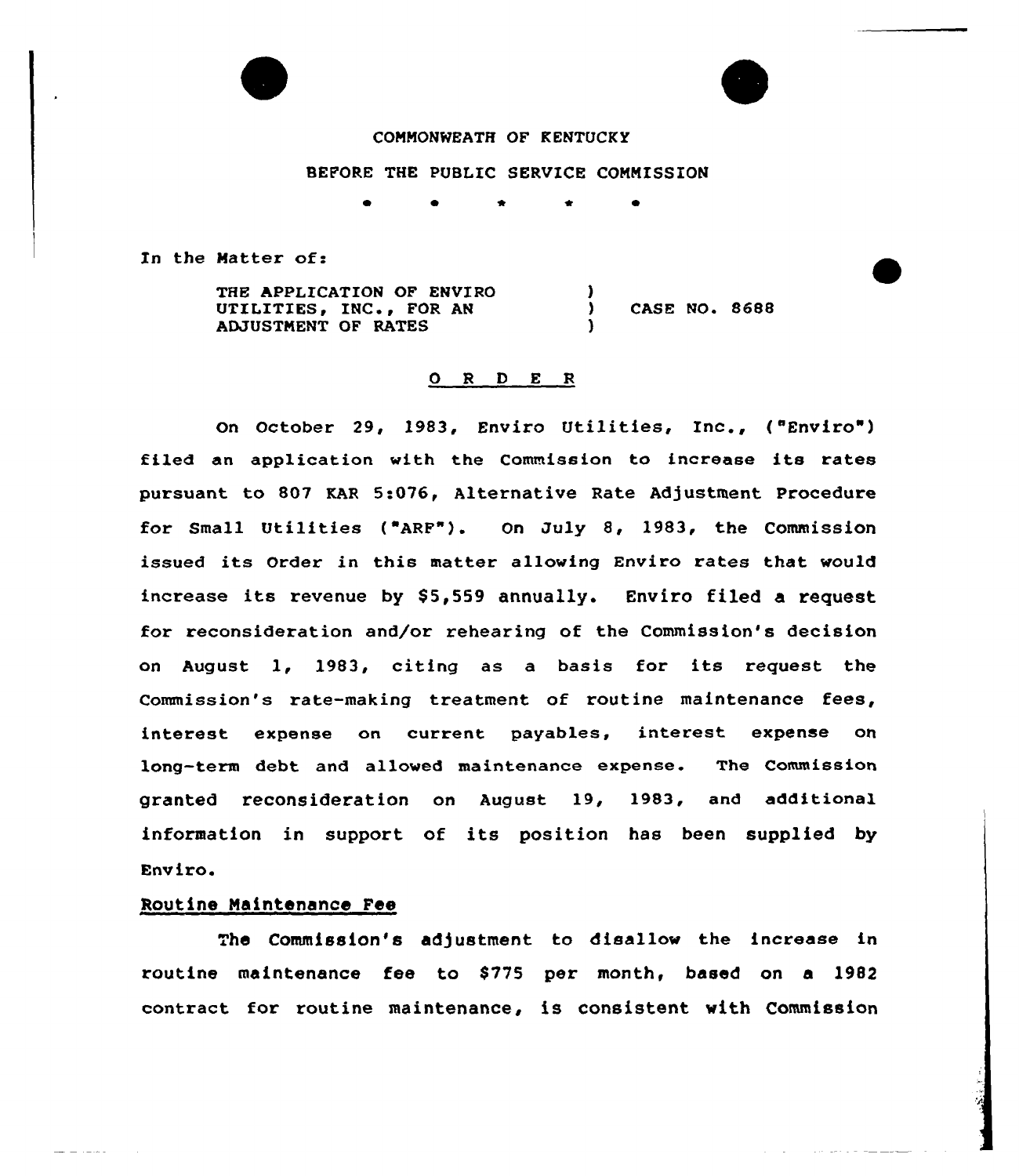COMMONWEALTH OF KENTUCKY

BEFORE THE PUBLIC SERVICE COMMISSION

\* \* \* \* \*

In the Matter of:

| | | |
|---|---|---|
| THE APPLICATION OF ENVIRO UTILITIES, INC., FOR AN ADJUSTMENT OF RATES | ) ) ) | CASE NO. 8688 |

O R D E R

On October 29, 1983, Enviro Utilities, Inc., ("Enviro") filed an application with the Commission to increase its rates pursuant to 807 KAR 5:076, Alternative Rate Adjustment Procedure for Small Utilities ("ARF"). On July 8, 1983, the Commission issued its Order in this matter allowing Enviro rates that would increase its revenue by $5,559 annually. Enviro filed a request for reconsideration and/or rehearing of the Commission's decision on August 1, 1983, citing as a basis for its request the Commission's rate-making treatment of routine maintenance fees, interest expense on current payables, interest expense on long-term debt and allowed maintenance expense. The Commission granted reconsideration on August 19, 1983, and additional information in support of its position has been supplied by Enviro.

Routine Maintenance Fee

The Commission's adjustment to disallow the increase in routine maintenance fee to $775 per month, based on a 1982 contract for routine maintenance, is consistent with Commission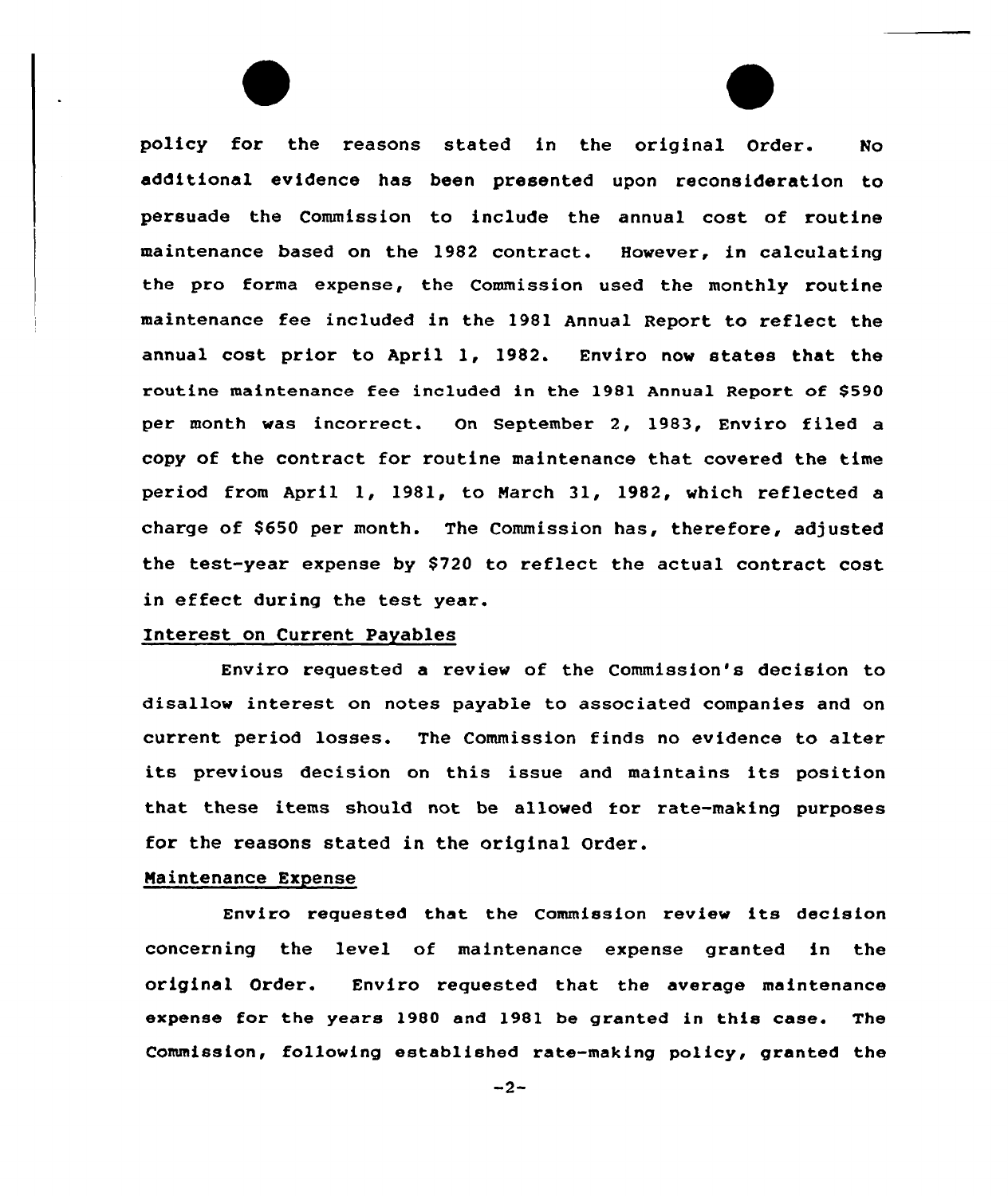policy for the reasons stated in the original Order. No additional evidence has been presented upon reconsideration to persuade the Commission to include the annual cost of routine maintenance based on the 1982 contract. However, in calculating the pro forma expense, the Commission used the monthly routine maintenance fee included in the 1981 Annual Report to reflect the annual cost prior to April 1, 1982. Enviro now states that the routine maintenance fee included in the 1981 Annual Report of $590 per month was incorrect. On September 2, 1983, Enviro filed a copy of the contract for routine maintenance that covered the time period from April 1, 1981, to March 31, 1982, which reflected a charge of $650 per month. The Commission has, therefore, adjusted the test-year expense by $720 to reflect the actual contract cost in effect during the test year.

Interest on Current Payables

Enviro requested a review of the Commission's decision to disallow interest on notes payable to associated companies and on current period losses. The Commission finds no evidence to alter its previous decision on this issue and maintains its position that these items should not be allowed for rate-making purposes for the reasons stated in the original Order.

Maintenance Expense

Enviro requested that the Commission review its decision concerning the level of maintenance expense granted in the original Order. Enviro requested that the average maintenance expense for the years 1980 and 1981 be granted in this case. The Commission, following established rate-making policy, granted the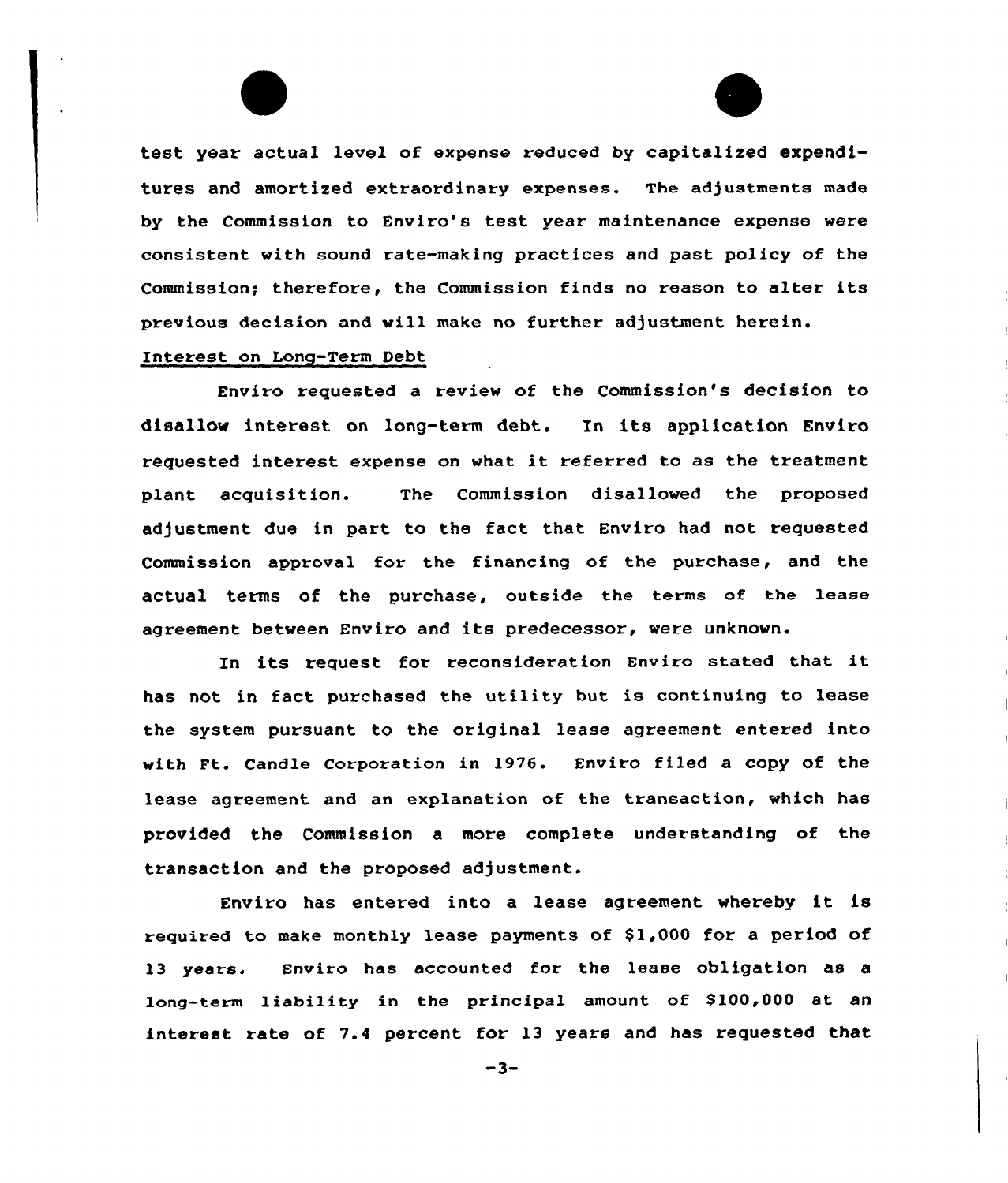test year actual level of expense reduced by capitalized expenditures and amortized extraordinary expenses. The adjustments made by the Commission to Enviro's test year maintenance expense were consistent with sound rate-making practices and past policy of the Commission; therefore, the Commission finds no reason to alter its previous decision and will make no further adjustment herein.

Interest on Long-Term Debt

Enviro requested a review of the Commission's decision to disallow interest on long-term debt. In its application Enviro requested interest expense on what it referred to as the treatment plant acquisition. The Commission disallowed the proposed adjustment due in part to the fact that Enviro had not requested Commission approval for the financing of the purchase, and the actual terms of the purchase, outside the terms of the lease agreement between Enviro and its predecessor, were unknown.

In its request for reconsideration Enviro stated that it has not in fact purchased the utility but is continuing to lease the system pursuant to the original lease agreement entered into with Ft. Candle Corporation in 1976. Enviro filed a copy of the lease agreement and an explanation of the transaction, which has provided the Commission a more complete understanding of the transaction and the proposed adjustment.

Enviro has entered into a lease agreement whereby it is required to make monthly lease payments of $1,000 for a period of 13 years. Enviro has accounted for the lease obligation as a long-term liability in the principal amount of $100,000 at an interest rate of 7.4 percent for 13 years and has requested that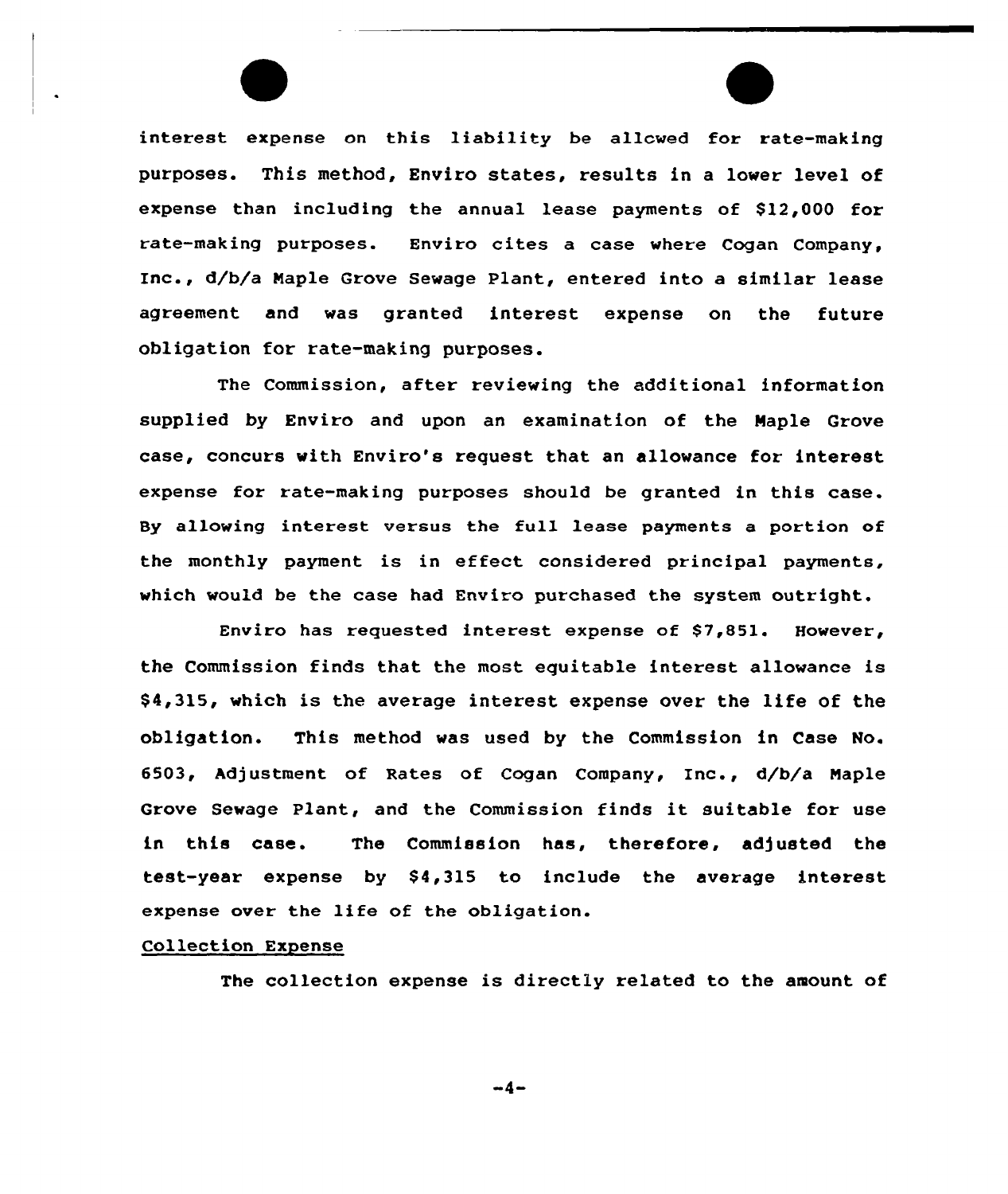interest expense on this liability be allcwed for rate-making purposes. This method, Enviro states, results in a lower level of expense than including the annual lease payments of $12,000 for rate-making purposes. Enviro cites a case where Cogan Company, Inc., d/b/a Maple Grove Sewage Plant, entered into a similar lease agreement and was granted interest expense on the future obligation for rate-making purposes.

The Commission, after reviewing the additional information supplied by Enviro and upon an examination of the Maple Grove case, concurs with Enviro's request that an allowance for interest expense for rate-making purposes should be granted in this case. By allowing interest versus the full lease payments a portion of the monthly payment is in effect considered principal payments, which would be the case had Enviro purchased the system outright.

Enviro has requested interest expense of $7,851. However, the Commission finds that the most equitable interest allowance is $4,315, which is the average interest expense over the life of the obligation. This method was used by the Commission in Case No. 6503, Adjustment of Rates of Cogan Company, Inc., d/b/a Maple Grove Sewage Plant, and the Commission finds it suitable for use in this case. The Commission has, therefore, adjusted the test-year expense by $4,315 to include the average interest expense over the life of the obligation.

Collection Expense

The collection expense is directly related to the amount of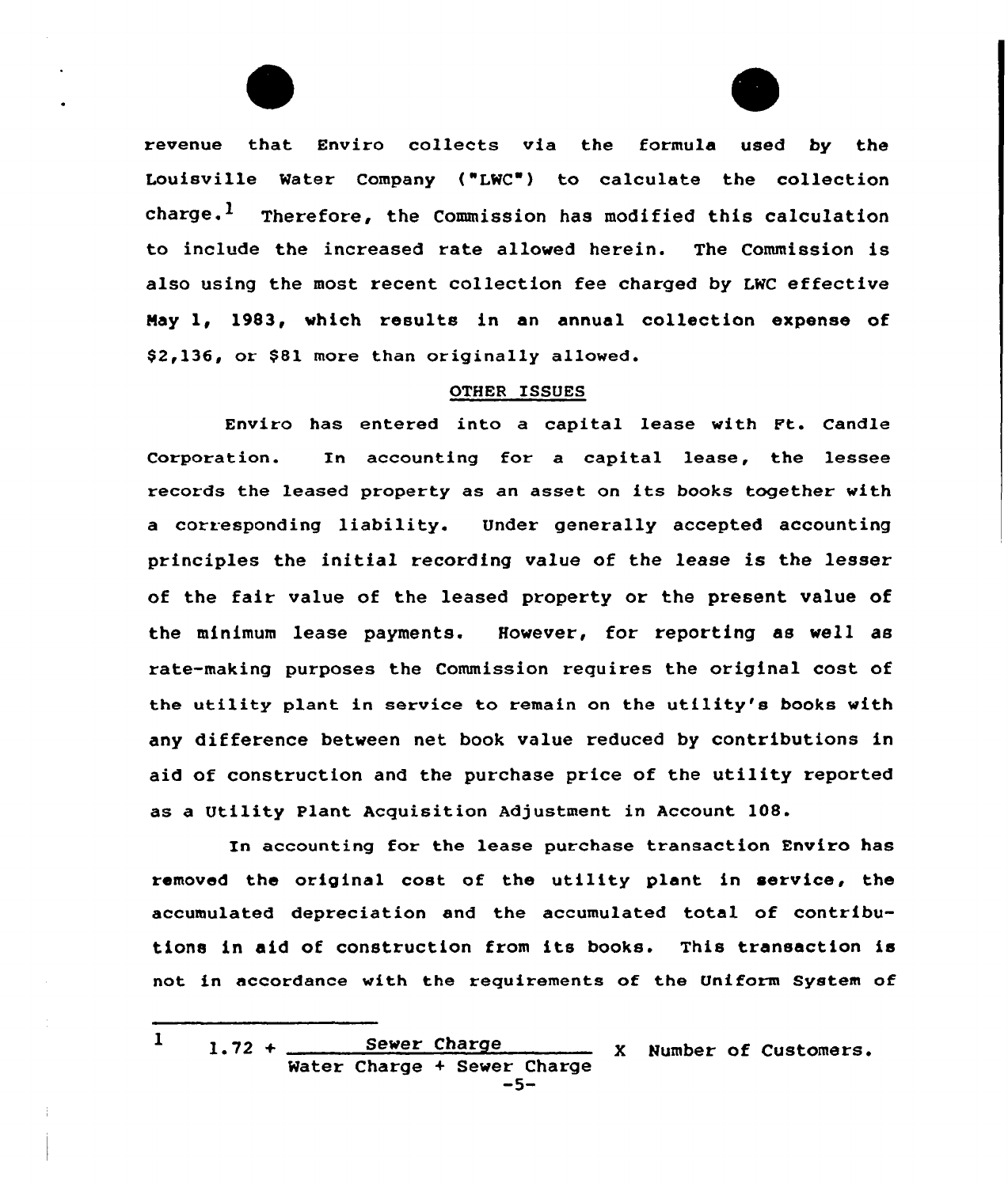revenue that Enviro collects via the formula used by the Louisville Water Company ("LWC") to calculate the collection charge.[1] Therefore, the Commission has modified this calculation to include the increased rate allowed herein. The Commission is also using the most recent collection fee charged by LWC effective May 1, 1983, which results in an annual collection expense of $2,136, or $81 more than originally allowed.

## OTHER ISSUES

Enviro has entered into a capital lease with Ft. Candle Corporation. In accounting for a capital lease, the lessee records the leased property as an asset on its books together with a corresponding liability. Under generally accepted accounting principles the initial recording value of the lease is the lesser of the fair value of the leased property or the present value of the minimum lease payments. However, for reporting as well as rate-making purposes the Commission requires the original cost of the utility plant in service to remain on the utility's books with any difference between net book value reduced by contributions in aid of construction and the purchase price of the utility reported as a Utility Plant Acquisition Adjustment in Account 108.

In accounting for the lease purchase transaction Enviro has removed the original cost of the utility plant in service, the accumulated depreciation and the accumulated total of contributions in aid of construction from its books. This transaction is not in accordance with the requirements of the Uniform System of

---

[1] $1.72 + \frac{\text{Sewer Charge}}{\text{Water Charge + Sewer Charge}} \times \text{Number of Customers.}$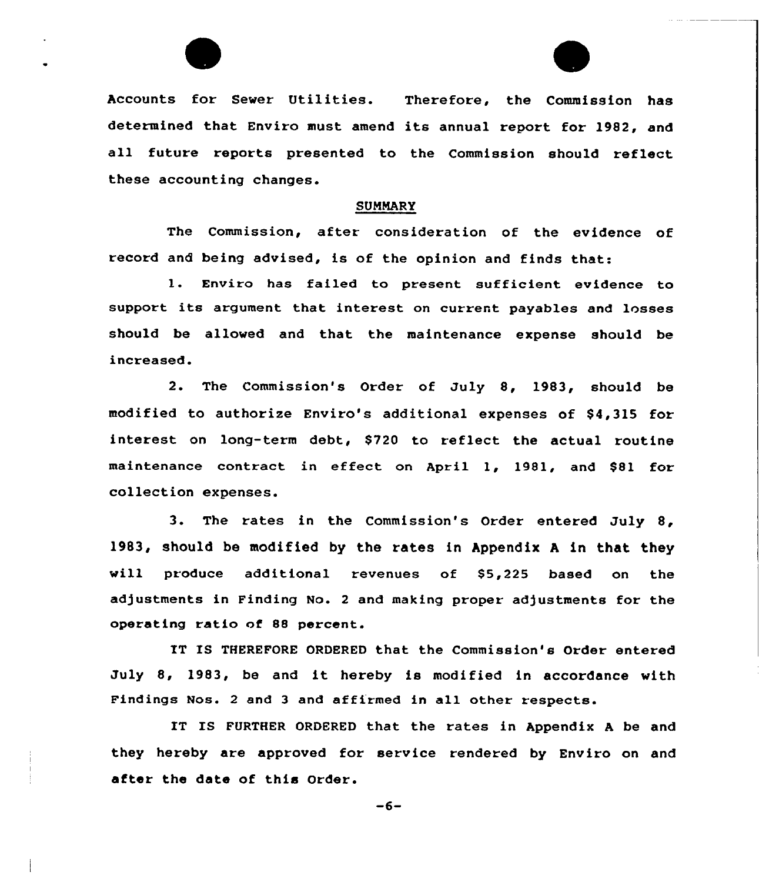Accounts for Sewer Utilities. Therefore, the Commission has determined that Enviro must amend its annual report for 1982, and all future reports presented to the Commission should reflect these accounting changes.

## SUMMARY

The Commission, after consideration of the evidence of record and being advised, is of the opinion and finds that:

1. Enviro has failed to present sufficient evidence to support its argument that interest on current payables and losses should be allowed and that the maintenance expense should be increased.

2. The Commission's Order of July 8, 1983, should be modified to authorize Enviro's additional expenses of $4,315 for interest on long-term debt, $720 to reflect the actual routine maintenance contract in effect on April 1, 1981, and $81 for collection expenses.

3. The rates in the Commission's Order entered July 8, 1983, should be modified by the rates in Appendix A in that they will produce additional revenues of $5,225 based on the adjustments in Finding No. 2 and making proper adjustments for the operating ratio of 88 percent.

IT IS THEREFORE ORDERED that the Commission's Order entered July 8, 1983, be and it hereby is modified in accordance with Findings Nos. 2 and 3 and affirmed in all other respects.

IT IS FURTHER ORDERED that the rates in Appendix A be and they hereby are approved for service rendered by Enviro on and after the date of this Order.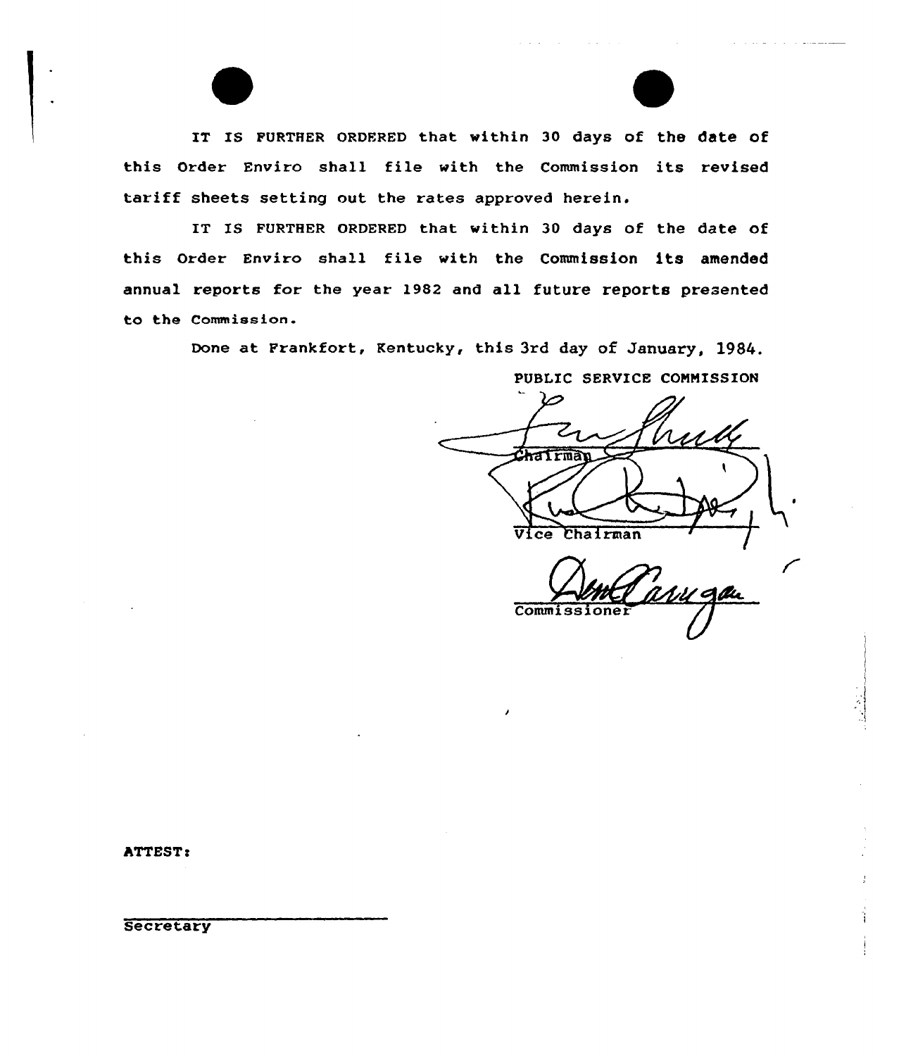IT IS FURTHER ORDERED that within 30 days of the date of this Order Enviro shall file with the Commission its revised tariff sheets setting out the rates approved herein.

IT IS FURTHER ORDERED that within 30 days of the date of this Order Enviro shall file with the Commission its amended annual reports for the year 1982 and all future reports presented to the Commission.

Done at Frankfort, Kentucky, this 3rd day of January, 1984.

PUBLIC SERVICE COMMISSION

Chairman

Vice Chairman

Commissioner

ATTEST:

Secretary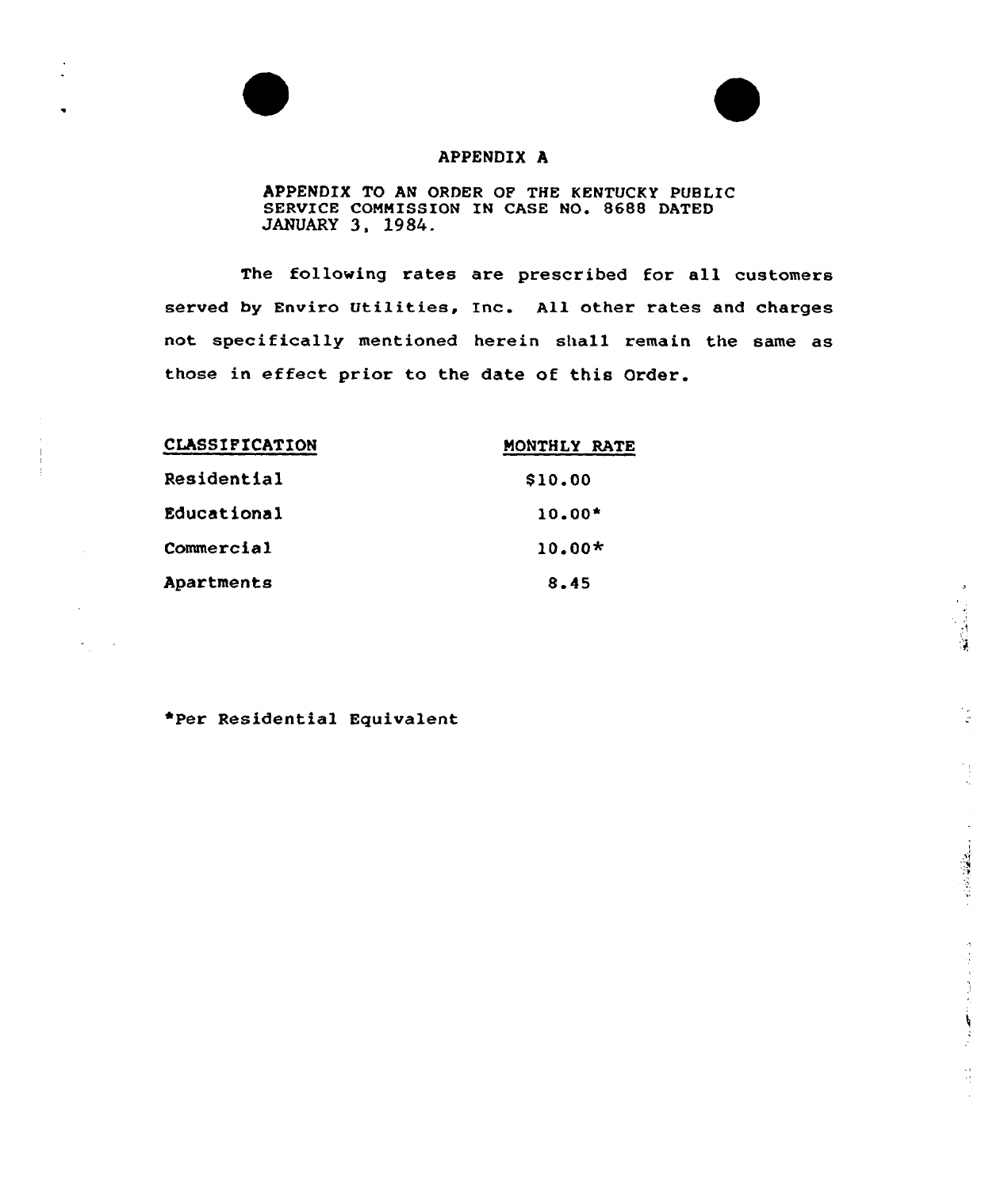# APPENDIX A

APPENDIX TO AN ORDER OF THE KENTUCKY PUBLIC SERVICE COMMISSION IN CASE NO. 8688 DATED JANUARY 3, 1984.

The following rates are prescribed for all customers served by Enviro Utilities, Inc. All other rates and charges not specifically mentioned herein shall remain the same as those in effect prior to the date of this Order.

| CLASSIFICATION | MONTHLY RATE |
|---|---|
| Residential | $10.00 |
| Educational | 10.00* |
| Commercial | 10.00* |
| Apartments | 8.45 |

*Per Residential Equivalent